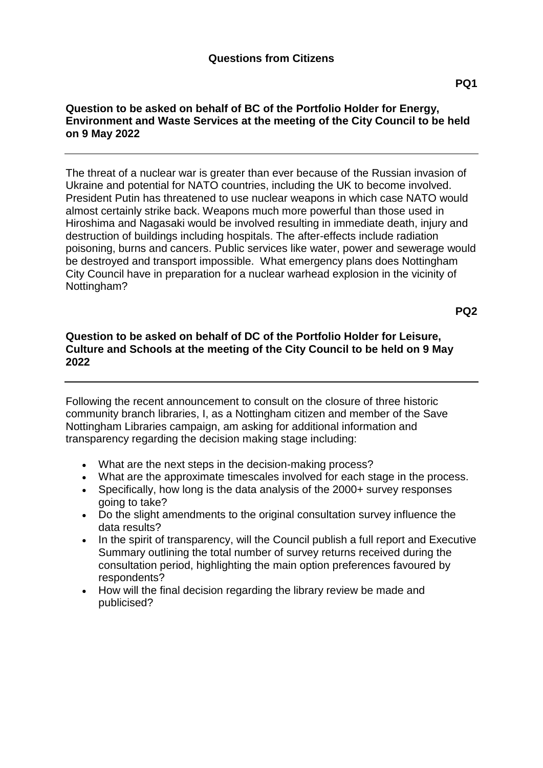## Questions from Citizens

**PQ1**

**Question to be asked on behalf of BC of the Portfolio Holder for Energy, Environment and Waste Services at the meeting of the City Council to be held on 9 May 2022**

---

The threat of a nuclear war is greater than ever because of the Russian invasion of Ukraine and potential for NATO countries, including the UK to become involved. President Putin has threatened to use nuclear weapons in which case NATO would almost certainly strike back. Weapons much more powerful than those used in Hiroshima and Nagasaki would be involved resulting in immediate death, injury and destruction of buildings including hospitals. The after-effects include radiation poisoning, burns and cancers. Public services like water, power and sewerage would be destroyed and transport impossible. What emergency plans does Nottingham City Council have in preparation for a nuclear warhead explosion in the vicinity of Nottingham?

**PQ2**

**Question to be asked on behalf of DC of the Portfolio Holder for Leisure, Culture and Schools at the meeting of the City Council to be held on 9 May 2022**

---

Following the recent announcement to consult on the closure of three historic community branch libraries, I, as a Nottingham citizen and member of the Save Nottingham Libraries campaign, am asking for additional information and transparency regarding the decision making stage including:

- What are the next steps in the decision-making process?
- What are the approximate timescales involved for each stage in the process.
- Specifically, how long is the data analysis of the 2000+ survey responses going to take?
- Do the slight amendments to the original consultation survey influence the data results?
- In the spirit of transparency, will the Council publish a full report and Executive Summary outlining the total number of survey returns received during the consultation period, highlighting the main option preferences favoured by respondents?
- How will the final decision regarding the library review be made and publicised?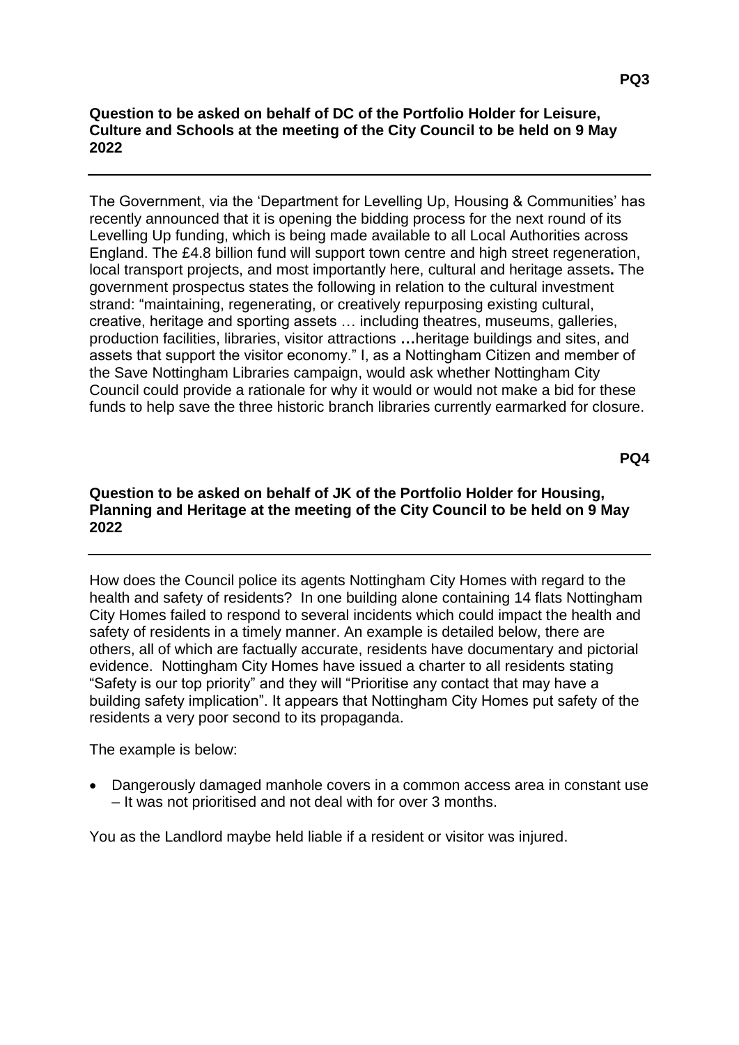**PQ3**

**Question to be asked on behalf of DC of the Portfolio Holder for Leisure, Culture and Schools at the meeting of the City Council to be held on 9 May 2022**

---

The Government, via the 'Department for Levelling Up, Housing & Communities' has recently announced that it is opening the bidding process for the next round of its Levelling Up funding, which is being made available to all Local Authorities across England. The £4.8 billion fund will support town centre and high street regeneration, local transport projects, and most importantly here, cultural and heritage assets**.** The government prospectus states the following in relation to the cultural investment strand: "maintaining, regenerating, or creatively repurposing existing cultural, creative, heritage and sporting assets … including theatres, museums, galleries, production facilities, libraries, visitor attractions **…**heritage buildings and sites, and assets that support the visitor economy." I, as a Nottingham Citizen and member of the Save Nottingham Libraries campaign, would ask whether Nottingham City Council could provide a rationale for why it would or would not make a bid for these funds to help save the three historic branch libraries currently earmarked for closure.

**PQ4**

**Question to be asked on behalf of JK of the Portfolio Holder for Housing, Planning and Heritage at the meeting of the City Council to be held on 9 May 2022**

---

How does the Council police its agents Nottingham City Homes with regard to the health and safety of residents? In one building alone containing 14 flats Nottingham City Homes failed to respond to several incidents which could impact the health and safety of residents in a timely manner. An example is detailed below, there are others, all of which are factually accurate, residents have documentary and pictorial evidence. Nottingham City Homes have issued a charter to all residents stating "Safety is our top priority" and they will "Prioritise any contact that may have a building safety implication". It appears that Nottingham City Homes put safety of the residents a very poor second to its propaganda.

The example is below:

- Dangerously damaged manhole covers in a common access area in constant use – It was not prioritised and not deal with for over 3 months.

You as the Landlord maybe held liable if a resident or visitor was injured.